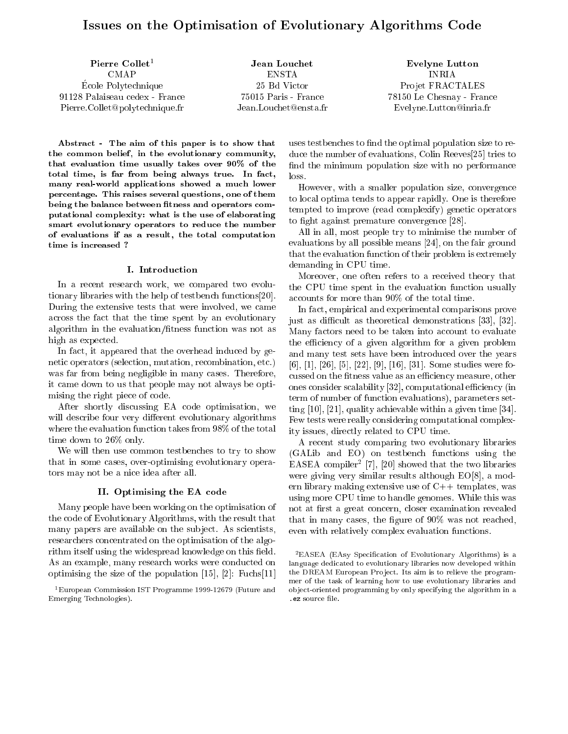# Issues on the Optimisation of Evolutionary Algorithms Code

**Pierre Collet**[1]
CMAP
École Polytechnique
91128 Palaiseau cedex - France
Pierre.Collet@polytechnique.fr

**Jean Louchet**
ENSTA
25 Bd Victor
75015 Paris - France
Jean.Louchet@ensta.fr

**Evelyne Lutton**
INRIA
Projet FRACTALES
78150 Le Chesnay - France
Evelyne.Lutton@inria.fr

**Abstract - The aim of this paper is to show that the common belief, in the evolutionary community, that evaluation time usually takes over 90% of the total time, is far from being always true. In fact, many real-world applications showed a much lower percentage. This raises several questions, one of them being the balance between fitness and operators computational complexity: what is the use of elaborating smart evolutionary operators to reduce the number of evaluations if as a result, the total computation time is increased ?**

## I. Introduction

In a recent research work, we compared two evolutionary libraries with the help of testbench functions[20]. During the extensive tests that were involved, we came across the fact that the time spent by an evolutionary algorithm in the evaluation/fitness function was not as high as expected.

In fact, it appeared that the overhead induced by genetic operators (selection, mutation, recombination, etc.) was far from being negligible in many cases. Therefore, it came down to us that people may not always be optimising the right piece of code.

After shortly discussing EA code optimisation, we will describe four very different evolutionary algorithms where the evaluation function takes from 98% of the total time down to 26% only.

We will then use common testbenches to try to show that in some cases, over-optimising evolutionary operators may not be a nice idea after all.

## II. Optimising the EA code

Many people have been working on the optimisation of the code of Evolutionary Algorithms, with the result that many papers are available on the subject. As scientists, researchers concentrated on the optimisation of the algorithm itself using the widespread knowledge on this field. As an example, many research works were conducted on optimising the size of the population [15], [2]: Fuchs[11] uses testbenches to find the optimal population size to reduce the number of evaluations, Colin Reeves[25] tries to find the minimum population size with no performance loss.

However, with a smaller population size, convergence to local optima tends to appear rapidly. One is therefore tempted to improve (read complexify) genetic operators to fight against premature convergence [28].

All in all, most people try to minimise the number of evaluations by all possible means [24], on the fair ground that the evaluation function of their problem is extremely demanding in CPU time.

Moreover, one often refers to a received theory that the CPU time spent in the evaluation function usually accounts for more than 90% of the total time.

In fact, empirical and experimental comparisons prove just as difficult as theoretical demonstrations [33], [32]. Many factors need to be taken into account to evaluate the efficiency of a given algorithm for a given problem and many test sets have been introduced over the years [6], [1], [26], [5], [22], [9], [16], [31]. Some studies were focussed on the fitness value as an efficiency measure, other ones consider scalability [32], computational efficiency (in term of number of function evaluations), parameters setting [10], [21], quality achievable within a given time [34]. Few tests were really considering computational complexity issues, directly related to CPU time.

A recent study comparing two evolutionary libraries (GALib and EO) on testbench functions using the EASEA compiler[2] [7], [20] showed that the two libraries were giving very similar results although EO[8], a modern library making extensive use of C++ templates, was using more CPU time to handle genomes. While this was not at first a great concern, closer examination revealed that in many cases, the figure of 90% was not reached, even with relatively complex evaluation functions.

[1]European Commission IST Programme 1999-12679 (Future and Emerging Technologies).

[2]EASEA (EAsy Specification of Evolutionary Algorithms) is a language dedicated to evolutionary libraries now developed within the DREAM European Project. Its aim is to relieve the programmer of the task of learning how to use evolutionary libraries and object-oriented programming by only specifying the algorithm in a `.ez` source file.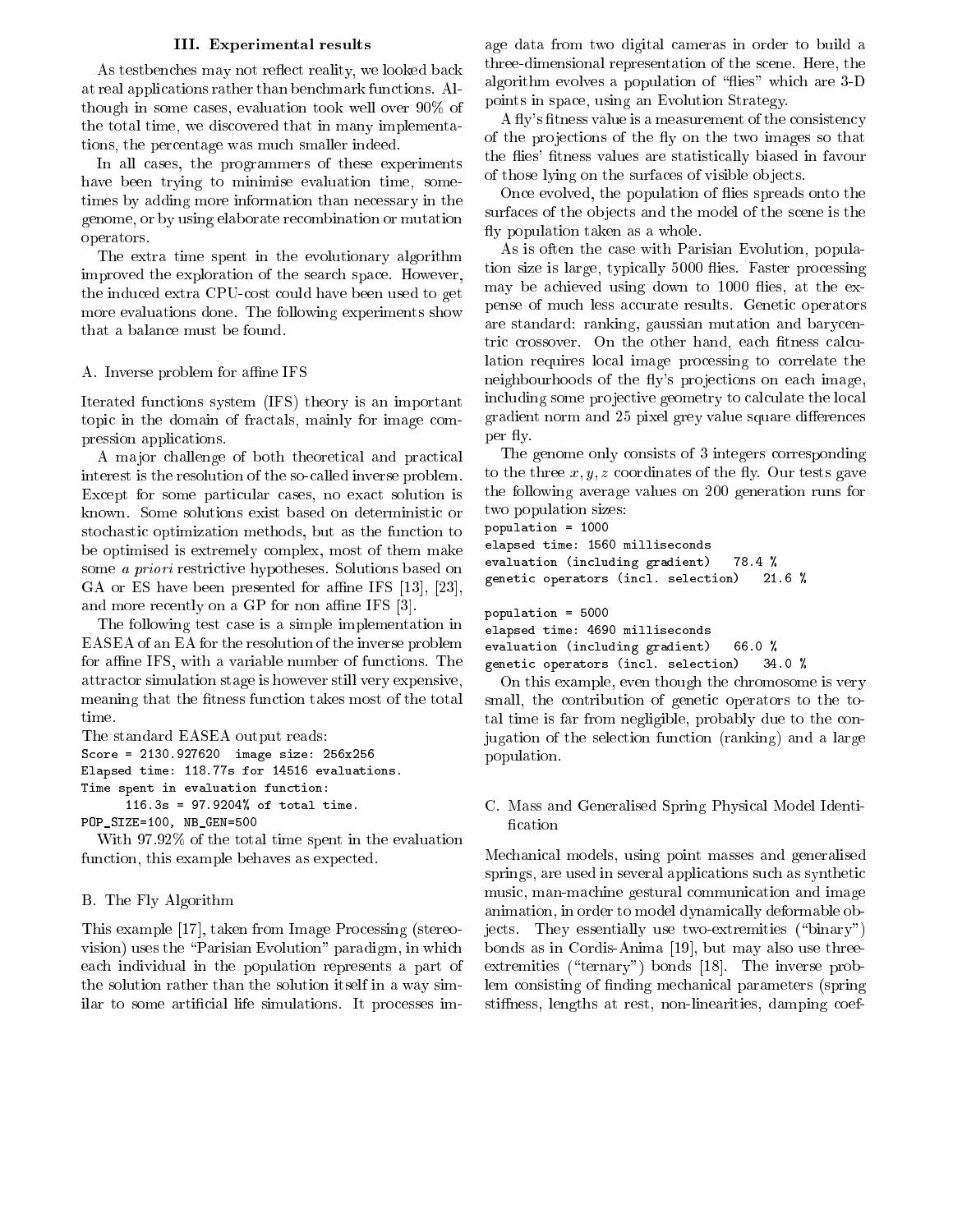## III. Experimental results

As testbenches may not reflect reality, we looked back at real applications rather than benchmark functions. Although in some cases, evaluation took well over 90% of the total time, we discovered that in many implementations, the percentage was much smaller indeed.

In all cases, the programmers of these experiments have been trying to minimise evaluation time, sometimes by adding more information than necessary in the genome, or by using elaborate recombination or mutation operators.

The extra time spent in the evolutionary algorithm improved the exploration of the search space. However, the induced extra CPU-cost could have been used to get more evaluations done. The following experiments show that a balance must be found.

### A. Inverse problem for affine IFS

Iterated functions system (IFS) theory is an important topic in the domain of fractals, mainly for image compression applications.

A major challenge of both theoretical and practical interest is the resolution of the so-called inverse problem. Except for some particular cases, no exact solution is known. Some solutions exist based on deterministic or stochastic optimization methods, but as the function to be optimised is extremely complex, most of them make some *a priori* restrictive hypotheses. Solutions based on GA or ES have been presented for affine IFS [13], [23], and more recently on a GP for non affine IFS [3].

The following test case is a simple implementation in EASEA of an EA for the resolution of the inverse problem for affine IFS, with a variable number of functions. The attractor simulation stage is however still very expensive, meaning that the fitness function takes most of the total time.

The standard EASEA output reads:

```
Score = 2130.927620  image size: 256x256
Elapsed time: 118.77s for 14516 evaluations.
Time spent in evaluation function:
      116.3s = 97.9204% of total time.
POP_SIZE=100, NB_GEN=500
```

With 97.92% of the total time spent in the evaluation function, this example behaves as expected.

### B. The Fly Algorithm

This example [17], taken from Image Processing (stereovision) uses the "Parisian Evolution" paradigm, in which each individual in the population represents a part of the solution rather than the solution itself in a way similar to some artificial life simulations. It processes image data from two digital cameras in order to build a three-dimensional representation of the scene. Here, the algorithm evolves a population of "flies" which are 3-D points in space, using an Evolution Strategy.

A fly's fitness value is a measurement of the consistency of the projections of the fly on the two images so that the flies' fitness values are statistically biased in favour of those lying on the surfaces of visible objects.

Once evolved, the population of flies spreads onto the surfaces of the objects and the model of the scene is the fly population taken as a whole.

As is often the case with Parisian Evolution, population size is large, typically 5000 flies. Faster processing may be achieved using down to 1000 flies, at the expense of much less accurate results. Genetic operators are standard: ranking, gaussian mutation and barycentric crossover. On the other hand, each fitness calculation requires local image processing to correlate the neighbourhoods of the fly's projections on each image, including some projective geometry to calculate the local gradient norm and 25 pixel grey value square differences per fly.

The genome only consists of 3 integers corresponding to the three $x, y, z$ coordinates of the fly. Our tests gave the following average values on 200 generation runs for two population sizes:

```
population = 1000
elapsed time: 1560 milliseconds
evaluation (including gradient)   78.4 %
genetic operators (incl. selection)   21.6 %

population = 5000
elapsed time: 4690 milliseconds
evaluation (including gradient)   66.0 %
genetic operators (incl. selection)   34.0 %
```

On this example, even though the chromosome is very small, the contribution of genetic operators to the total time is far from negligible, probably due to the conjugation of the selection function (ranking) and a large population.

### C. Mass and Generalised Spring Physical Model Identification

Mechanical models, using point masses and generalised springs, are used in several applications such as synthetic music, man-machine gestural communication and image animation, in order to model dynamically deformable objects. They essentially use two-extremities ("binary") bonds as in Cordis-Anima [19], but may also use three-extremities ("ternary") bonds [18]. The inverse problem consisting of finding mechanical parameters (spring stiffness, lengths at rest, non-linearities, damping coef-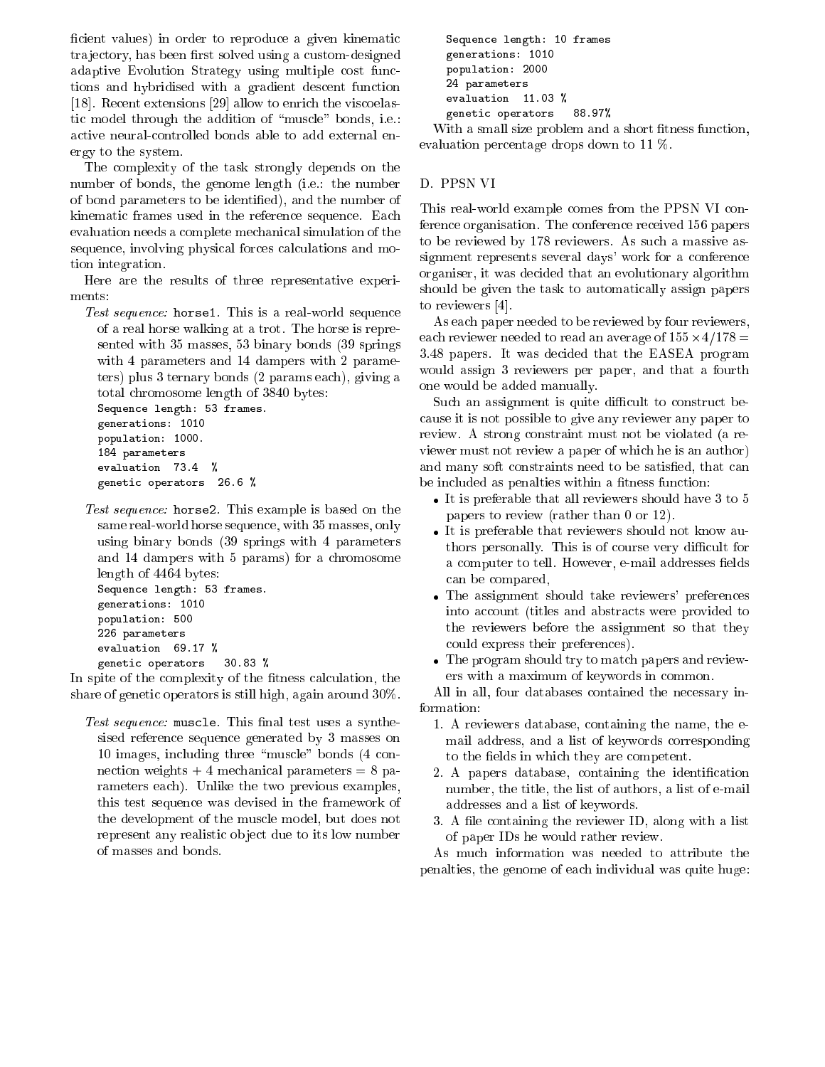ficient values) in order to reproduce a given kinematic trajectory, has been first solved using a custom-designed adaptive Evolution Strategy using multiple cost functions and hybridised with a gradient descent function [18]. Recent extensions [29] allow to enrich the viscoelastic model through the addition of "muscle" bonds, i.e.: active neural-controlled bonds able to add external energy to the system.

The complexity of the task strongly depends on the number of bonds, the genome length (i.e.: the number of bond parameters to be identified), and the number of kinematic frames used in the reference sequence. Each evaluation needs a complete mechanical simulation of the sequence, involving physical forces calculations and motion integration.

Here are the results of three representative experiments:

*Test sequence:* `horse1`. This is a real-world sequence of a real horse walking at a trot. The horse is represented with 35 masses, 53 binary bonds (39 springs with 4 parameters and 14 dampers with 2 parameters) plus 3 ternary bonds (2 params each), giving a total chromosome length of 3840 bytes:

```
Sequence length: 53 frames.
generations: 1010
population: 1000.
184 parameters
evaluation  73.4  %
genetic operators  26.6 %
```

*Test sequence:* `horse2`. This example is based on the same real-world horse sequence, with 35 masses, only using binary bonds (39 springs with 4 parameters and 14 dampers with 5 params) for a chromosome length of 4464 bytes:

```
Sequence length: 53 frames.
generations: 1010
population: 500
226 parameters
evaluation  69.17 %
genetic operators   30.83 %
```

In spite of the complexity of the fitness calculation, the share of genetic operators is still high, again around 30%.

*Test sequence:* `muscle`. This final test uses a synthesised reference sequence generated by 3 masses on 10 images, including three "muscle" bonds (4 connection weights + 4 mechanical parameters = 8 parameters each). Unlike the two previous examples, this test sequence was devised in the framework of the development of the muscle model, but does not represent any realistic object due to its low number of masses and bonds.

```
Sequence length: 10 frames
generations: 1010
population: 2000
24 parameters
evaluation  11.03 %
genetic operators   88.97%
```

With a small size problem and a short fitness function, evaluation percentage drops down to 11 %.

## D. PPSN VI

This real-world example comes from the PPSN VI conference organisation. The conference received 156 papers to be reviewed by 178 reviewers. As such a massive assignment represents several days' work for a conference organiser, it was decided that an evolutionary algorithm should be given the task to automatically assign papers to reviewers [4].

As each paper needed to be reviewed by four reviewers, each reviewer needed to read an average of $155 \times 4/178 = 3.48$ papers. It was decided that the EASEA program would assign 3 reviewers per paper, and that a fourth one would be added manually.

Such an assignment is quite difficult to construct because it is not possible to give any reviewer any paper to review. A strong constraint must not be violated (a reviewer must not review a paper of which he is an author) and many soft constraints need to be satisfied, that can be included as penalties within a fitness function:

- It is preferable that all reviewers should have 3 to 5 papers to review (rather than 0 or 12).
- It is preferable that reviewers should not know authors personally. This is of course very difficult for a computer to tell. However, e-mail addresses fields can be compared,
- The assignment should take reviewers' preferences into account (titles and abstracts were provided to the reviewers before the assignment so that they could express their preferences).
- The program should try to match papers and reviewers with a maximum of keywords in common.

All in all, four databases contained the necessary information:

1. A reviewers database, containing the name, the e-mail address, and a list of keywords corresponding to the fields in which they are competent.
2. A papers database, containing the identification number, the title, the list of authors, a list of e-mail addresses and a list of keywords.
3. A file containing the reviewer ID, along with a list of paper IDs he would rather review.

As much information was needed to attribute the penalties, the genome of each individual was quite huge: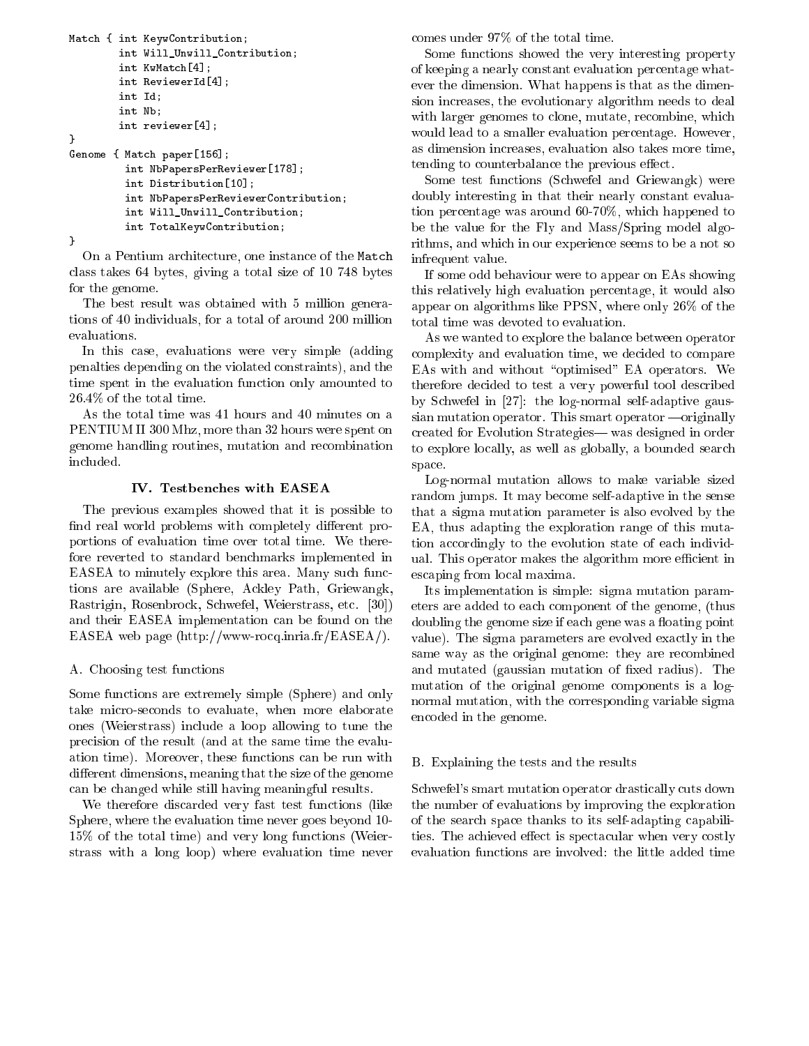```
Match { int KeywContribution;
        int Will_Unwill_Contribution;
        int KwMatch[4];
        int ReviewerId[4];
        int Id;
        int Nb;
        int reviewer[4];
}
Genome { Match paper[156];
         int NbPapersPerReviewer[178];
         int Distribution[10];
         int NbPapersPerReviewerContribution;
         int Will_Unwill_Contribution;
         int TotalKeywContribution;
}
```

On a Pentium architecture, one instance of the `Match` class takes 64 bytes, giving a total size of 10 748 bytes for the genome.

The best result was obtained with 5 million generations of 40 individuals, for a total of around 200 million evaluations.

In this case, evaluations were very simple (adding penalties depending on the violated constraints), and the time spent in the evaluation function only amounted to 26.4% of the total time.

As the total time was 41 hours and 40 minutes on a PENTIUM II 300 Mhz, more than 32 hours were spent on genome handling routines, mutation and recombination included.

## IV. Testbenches with EASEA

The previous examples showed that it is possible to find real world problems with completely different proportions of evaluation time over total time. We therefore reverted to standard benchmarks implemented in EASEA to minutely explore this area. Many such functions are available (Sphere, Ackley Path, Griewangk, Rastrigin, Rosenbrock, Schwefel, Weierstrass, etc. [30]) and their EASEA implementation can be found on the EASEA web page (http://www-rocq.inria.fr/EASEA/).

### A. Choosing test functions

Some functions are extremely simple (Sphere) and only take micro-seconds to evaluate, when more elaborate ones (Weierstrass) include a loop allowing to tune the precision of the result (and at the same time the evaluation time). Moreover, these functions can be run with different dimensions, meaning that the size of the genome can be changed while still having meaningful results.

We therefore discarded very fast test functions (like Sphere, where the evaluation time never goes beyond 10-15% of the total time) and very long functions (Weierstrass with a long loop) where evaluation time never comes under 97% of the total time.

Some functions showed the very interesting property of keeping a nearly constant evaluation percentage whatever the dimension. What happens is that as the dimension increases, the evolutionary algorithm needs to deal with larger genomes to clone, mutate, recombine, which would lead to a smaller evaluation percentage. However, as dimension increases, evaluation also takes more time, tending to counterbalance the previous effect.

Some test functions (Schwefel and Griewangk) were doubly interesting in that their nearly constant evaluation percentage was around 60-70%, which happened to be the value for the Fly and Mass/Spring model algorithms, and which in our experience seems to be a not so infrequent value.

If some odd behaviour were to appear on EAs showing this relatively high evaluation percentage, it would also appear on algorithms like PPSN, where only 26% of the total time was devoted to evaluation.

As we wanted to explore the balance between operator complexity and evaluation time, we decided to compare EAs with and without "optimised" EA operators. We therefore decided to test a very powerful tool described by Schwefel in [27]: the log-normal self-adaptive gaussian mutation operator. This smart operator —originally created for Evolution Strategies— was designed in order to explore locally, as well as globally, a bounded search space.

Log-normal mutation allows to make variable sized random jumps. It may become self-adaptive in the sense that a sigma mutation parameter is also evolved by the EA, thus adapting the exploration range of this mutation accordingly to the evolution state of each individual. This operator makes the algorithm more efficient in escaping from local maxima.

Its implementation is simple: sigma mutation parameters are added to each component of the genome, (thus doubling the genome size if each gene was a floating point value). The sigma parameters are evolved exactly in the same way as the original genome: they are recombined and mutated (gaussian mutation of fixed radius). The mutation of the original genome components is a log-normal mutation, with the corresponding variable sigma encoded in the genome.

### B. Explaining the tests and the results

Schwefel's smart mutation operator drastically cuts down the number of evaluations by improving the exploration of the search space thanks to its self-adapting capabilities. The achieved effect is spectacular when very costly evaluation functions are involved: the little added time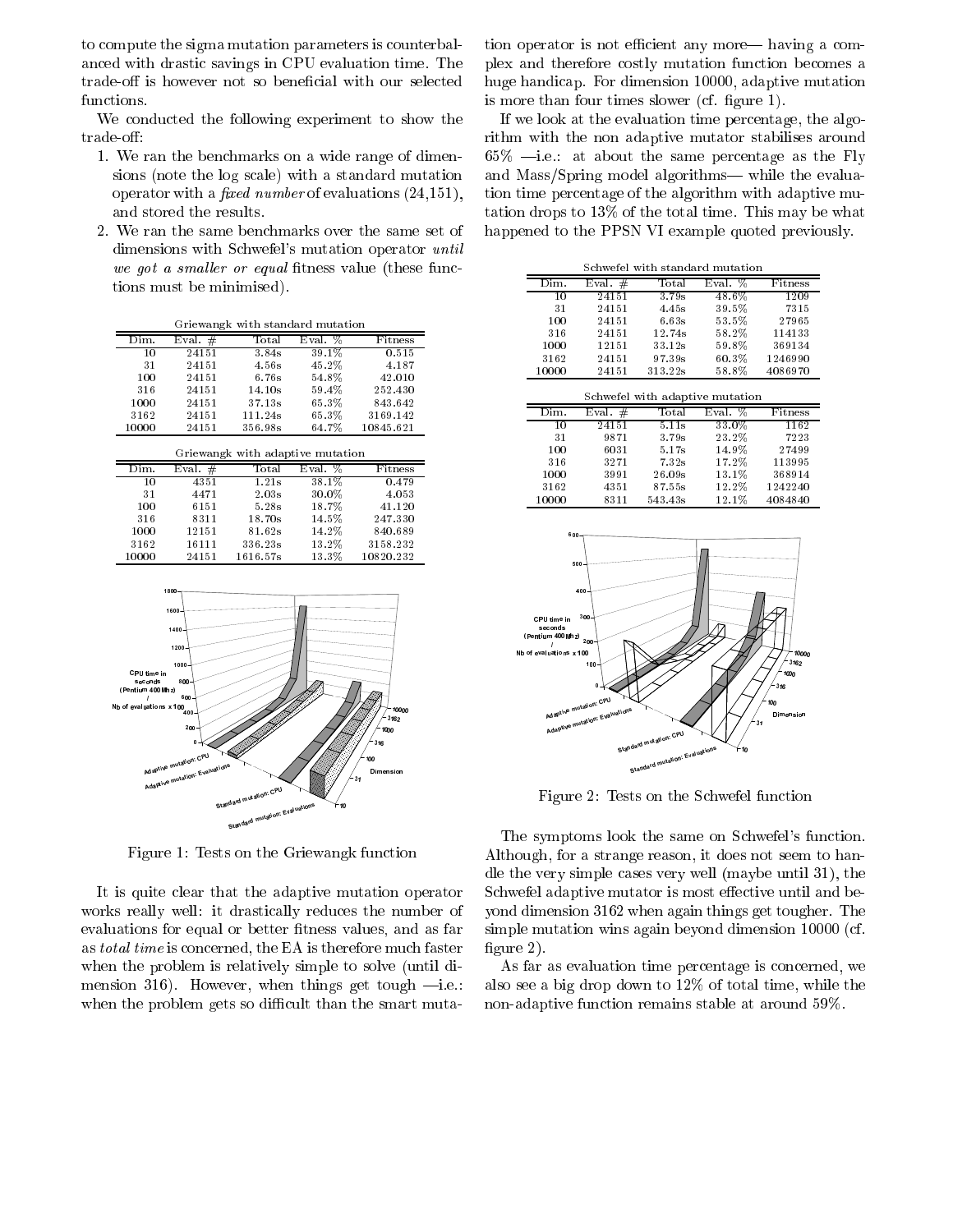to compute the sigma mutation parameters is counterbalanced with drastic savings in CPU evaluation time. The trade-off is however not so beneficial with our selected functions.

We conducted the following experiment to show the trade-off:

1. We ran the benchmarks on a wide range of dimensions (note the log scale) with a standard mutation operator with a *fixed number* of evaluations (24,151), and stored the results.
2. We ran the same benchmarks over the same set of dimensions with Schwefel's mutation operator *until we got a smaller or equal* fitness value (these functions must be minimised).

Griewangk with standard mutation

| Dim. | Eval. # | Total | Eval. % | Fitness |
|---|---|---|---|---|
| 10 | 24151 | 3.84s | 39.1% | 0.515 |
| 31 | 24151 | 4.56s | 45.2% | 4.187 |
| 100 | 24151 | 6.76s | 54.8% | 42.010 |
| 316 | 24151 | 14.10s | 59.4% | 252.430 |
| 1000 | 24151 | 37.13s | 65.3% | 843.642 |
| 3162 | 24151 | 111.24s | 65.3% | 3169.142 |
| 10000 | 24151 | 356.98s | 64.7% | 10845.621 |

Griewangk with adaptive mutation

| Dim. | Eval. # | Total | Eval. % | Fitness |
|---|---|---|---|---|
| 10 | 4351 | 1.21s | 38.1% | 0.479 |
| 31 | 4471 | 2.03s | 30.0% | 4.053 |
| 100 | 6151 | 5.28s | 18.7% | 41.120 |
| 316 | 8311 | 18.70s | 14.5% | 247.330 |
| 1000 | 12151 | 81.62s | 14.2% | 840.689 |
| 3162 | 16111 | 336.23s | 13.2% | 3158.232 |
| 10000 | 24151 | 1616.57s | 13.3% | 10820.232 |

Figure 1: Tests on the Griewangk function

It is quite clear that the adaptive mutation operator works really well: it drastically reduces the number of evaluations for equal or better fitness values, and as far as *total time* is concerned, the EA is therefore much faster when the problem is relatively simple to solve (until dimension 316). However, when things get tough —i.e.: when the problem gets so difficult than the smart mutation operator is not efficient any more— having a complex and therefore costly mutation function becomes a huge handicap. For dimension 10000, adaptive mutation is more than four times slower (cf. figure 1).

If we look at the evaluation time percentage, the algorithm with the non adaptive mutator stabilises around 65% —i.e.: at about the same percentage as the Fly and Mass/Spring model algorithms— while the evaluation time percentage of the algorithm with adaptive mutation drops to 13% of the total time. This may be what happened to the PPSN VI example quoted previously.

Schwefel with standard mutation

| Dim. | Eval. # | Total | Eval. % | Fitness |
|---|---|---|---|---|
| 10 | 24151 | 3.79s | 48.6% | 1209 |
| 31 | 24151 | 4.45s | 39.5% | 7315 |
| 100 | 24151 | 6.63s | 53.5% | 27965 |
| 316 | 24151 | 12.74s | 58.2% | 114133 |
| 1000 | 12151 | 33.12s | 59.8% | 369134 |
| 3162 | 24151 | 97.39s | 60.3% | 1246990 |
| 10000 | 24151 | 313.22s | 58.8% | 4086970 |

Schwefel with adaptive mutation

| Dim. | Eval. # | Total | Eval. % | Fitness |
|---|---|---|---|---|
| 10 | 24151 | 5.11s | 33.0% | 1162 |
| 31 | 9871 | 3.79s | 23.2% | 7223 |
| 100 | 6031 | 5.17s | 14.9% | 27499 |
| 316 | 3271 | 7.32s | 17.2% | 113995 |
| 1000 | 3991 | 26.09s | 13.1% | 368914 |
| 3162 | 4351 | 87.55s | 12.2% | 1242240 |
| 10000 | 8311 | 543.43s | 12.1% | 4084840 |

Figure 2: Tests on the Schwefel function

The symptoms look the same on Schwefel's function. Although, for a strange reason, it does not seem to handle the very simple cases very well (maybe until 31), the Schwefel adaptive mutator is most effective until and beyond dimension 3162 when again things get tougher. The simple mutation wins again beyond dimension 10000 (cf. figure 2).

As far as evaluation time percentage is concerned, we also see a big drop down to 12% of total time, while the non-adaptive function remains stable at around 59%.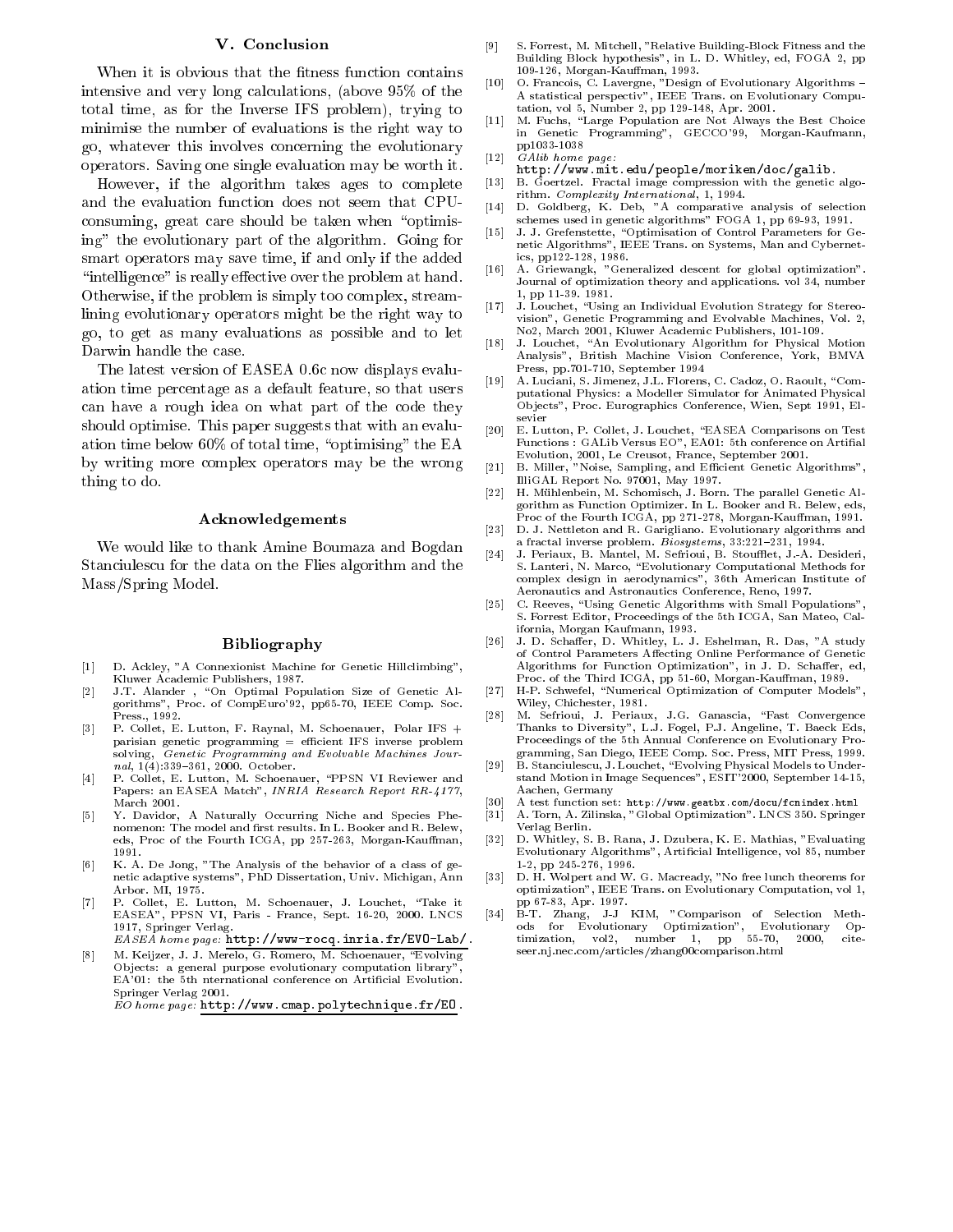## V. Conclusion

When it is obvious that the fitness function contains intensive and very long calculations, (above 95% of the total time, as for the Inverse IFS problem), trying to minimise the number of evaluations is the right way to go, whatever this involves concerning the evolutionary operators. Saving one single evaluation may be worth it.

However, if the algorithm takes ages to complete and the evaluation function does not seem that CPU-consuming, great care should be taken when "optimising" the evolutionary part of the algorithm. Going for smart operators may save time, if and only if the added "intelligence" is really effective over the problem at hand. Otherwise, if the problem is simply too complex, streamlining evolutionary operators might be the right way to go, to get as many evaluations as possible and to let Darwin handle the case.

The latest version of EASEA 0.6c now displays evaluation time percentage as a default feature, so that users can have a rough idea on what part of the code they should optimise. This paper suggests that with an evaluation time below 60% of total time, "optimising" the EA by writing more complex operators may be the wrong thing to do.

## Acknowledgements

We would like to thank Amine Boumaza and Bogdan Stanciulescu for the data on the Flies algorithm and the Mass/Spring Model.

## Bibliography

[1] D. Ackley, "A Connexionist Machine for Genetic Hillclimbing", Kluwer Academic Publishers, 1987.

[2] J.T. Alander , "On Optimal Population Size of Genetic Algorithms", Proc. of CompEuro'92, pp65-70, IEEE Comp. Soc. Press., 1992.

[3] P. Collet, E. Lutton, F. Raynal, M. Schoenauer, Polar IFS + parisian genetic programming = efficient IFS inverse problem solving, *Genetic Programming and Evolvable Machines Journal*, 1(4):339–361, 2000. October.

[4] P. Collet, E. Lutton, M. Schoenauer, "PPSN VI Reviewer and Papers: an EASEA Match", *INRIA Research Report RR-4177*, March 2001.

[5] Y. Davidor, A Naturally Occurring Niche and Species Phenomenon: The model and first results. In L. Booker and R. Belew, eds, Proc of the Fourth ICGA, pp 257-263, Morgan-Kauffman, 1991.

[6] K. A. De Jong, "The Analysis of the behavior of a class of genetic adaptive systems", PhD Dissertation, Univ. Michigan, Ann Arbor. MI, 1975.

[7] P. Collet, E. Lutton, M. Schoenauer, J. Louchet, "Take it EASEA", PPSN VI, Paris - France, Sept. 16-20, 2000. LNCS 1917, Springer Verlag.
*EASEA home page:* http://www-rocq.inria.fr/EVO-Lab/.

[8] M. Keijzer, J. J. Merelo, G. Romero, M. Schoenauer, "Evolving Objects: a general purpose evolutionary computation library", EA'01: the 5th nternational conference on Artificial Evolution. Springer Verlag 2001.
*EO home page:* http://www.cmap.polytechnique.fr/EO.

[9] S. Forrest, M. Mitchell, "Relative Building-Block Fitness and the Building Block hypothesis", in L. D. Whitley, ed, FOGA 2, pp 109-126, Morgan-Kauffman, 1993.

[10] O. Francois, C. Lavergne, "Design of Evolutionary Algorithms – A statistical perspectiv", IEEE Trans. on Evolutionary Computation, vol 5, Number 2, pp 129-148, Apr. 2001.

[11] M. Fuchs, "Large Population are Not Always the Best Choice in Genetic Programming", GECCO'99, Morgan-Kaufmann, pp1033-1038

[12] *GAlib home page:*
http://www.mit.edu/people/moriken/doc/galib.

[13] B. Goertzel. Fractal image compression with the genetic algorithm. *Complexity International*, 1, 1994.

[14] D. Goldberg, K. Deb, "A comparative analysis of selection schemes used in genetic algorithms" FOGA 1, pp 69-93, 1991.

[15] J. J. Grefenstette, "Optimisation of Control Parameters for Genetic Algorithms", IEEE Trans. on Systems, Man and Cybernetics, pp122-128, 1986.

[16] A. Griewangk, "Generalized descent for global optimization". Journal of optimization theory and applications. vol 34, number 1, pp 11-39. 1981.

[17] J. Louchet, "Using an Individual Evolution Strategy for Stereovision", Genetic Programming and Evolvable Machines, Vol. 2, No2, March 2001, Kluwer Academic Publishers, 101-109.

[18] J. Louchet, "An Evolutionary Algorithm for Physical Motion Analysis", British Machine Vision Conference, York, BMVA Press, pp.701-710, September 1994

[19] A. Luciani, S. Jimenez, J.L. Florens, C. Cadoz, O. Raoult, "Computational Physics: a Modeller Simulator for Animated Physical Objects", Proc. Eurographics Conference, Wien, Sept 1991, Elsevier

[20] E. Lutton, P. Collet, J. Louchet, "EASEA Comparisons on Test Functions : GALib Versus EO", EA01: 5th conference on Artifial Evolution, 2001, Le Creusot, France, September 2001.

[21] B. Miller, "Noise, Sampling, and Efficient Genetic Algorithms", IlliGAL Report No. 97001, May 1997.

[22] H. Mühlenbein, M. Schomisch, J. Born. The parallel Genetic Algorithm as Function Optimizer. In L. Booker and R. Belew, eds, Proc of the Fourth ICGA, pp 271-278, Morgan-Kauffman, 1991.

[23] D. J. Nettleton and R. Garigliano. Evolutionary algorithms and a fractal inverse problem. *Biosystems*, 33:221–231, 1994.

[24] J. Periaux, B. Mantel, M. Sefrioui, B. Stoufflet, J.-A. Desideri, S. Lanteri, N. Marco, "Evolutionary Computational Methods for complex design in aerodynamics", 36th American Institute of Aeronautics and Astronautics Conference, Reno, 1997.

[25] C. Reeves, "Using Genetic Algorithms with Small Populations", S. Forrest Editor, Proceedings of the 5th ICGA, San Mateo, California, Morgan Kaufmann, 1993.

[26] J. D. Schaffer, D. Whitley, L. J. Eshelman, R. Das, "A study of Control Parameters Affecting Online Performance of Genetic Algorithms for Function Optimization", in J. D. Schaffer, ed, Proc. of the Third ICGA, pp 51-60, Morgan-Kauffman, 1989.

[27] H-P. Schwefel, "Numerical Optimization of Computer Models", Wiley, Chichester, 1981.

[28] M. Sefrioui, J. Periaux, J.G. Ganascia, "Fast Convergence Thanks to Diversity", L.J. Fogel, P.J. Angeline, T. Baeck Eds, Proceedings of the 5th Annual Conference on Evolutionary Programming, San Diego, IEEE Comp. Soc. Press, MIT Press, 1999.

[29] B. Stanciulescu, J. Louchet, "Evolving Physical Models to Understand Motion in Image Sequences", ESIT'2000, September 14-15, Aachen, Germany

[30] A test function set: http://www.geatbx.com/docu/fcnindex.html

[31] A. Torn, A. Zilinska, "Global Optimization". LNCS 350. Springer Verlag Berlin.

[32] D. Whitley, S. B. Rana, J. Dzubera, K. E. Mathias, "Evaluating Evolutionary Algorithms", Artificial Intelligence, vol 85, number 1-2, pp 245-276, 1996.

[33] D. H. Wolpert and W. G. Macready, "No free lunch theorems for optimization", IEEE Trans. on Evolutionary Computation, vol 1, pp 67-83, Apr. 1997.

[34] B-T. Zhang, J-J KIM, "Comparison of Selection Methods for Evolutionary Optimization", Evolutionary Optimization, vol2, number 1, pp 55-70, 2000, citeseer.nj.nec.com/articles/zhang00comparison.html